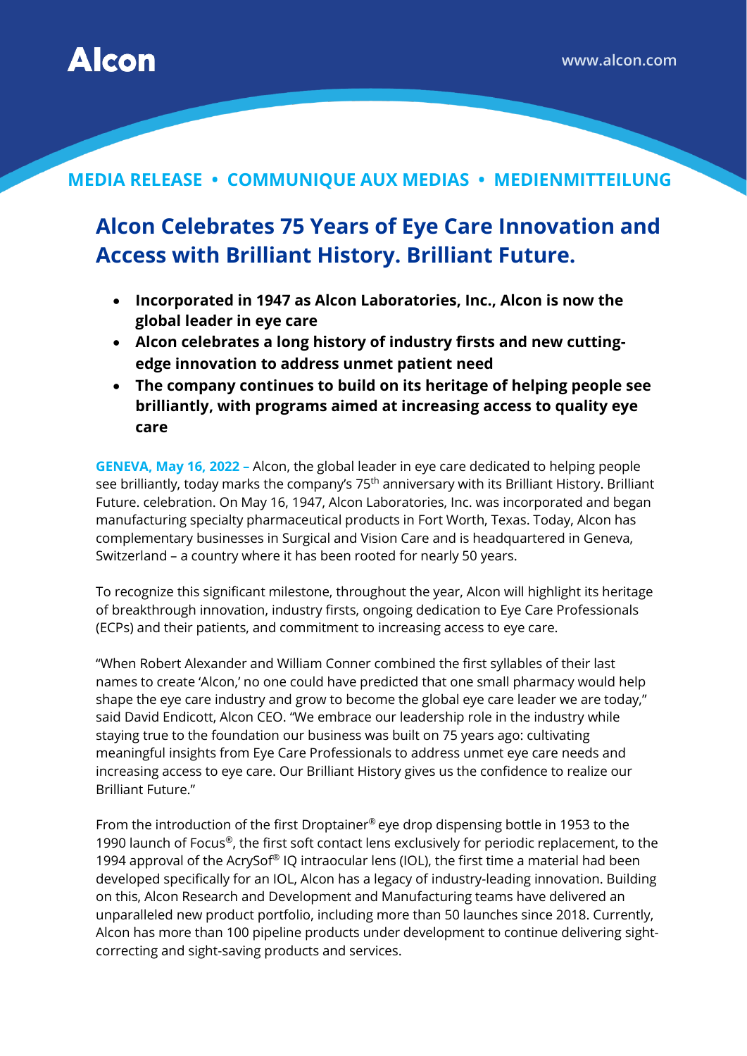Alcon

www.alcon.com

**MEDIA RELEASE • COMMUNIQUE AUX MEDIAS • MEDIENMITTEILUNG**

# Alcon Celebrates 75 Years of Eye Care Innovation and Access with Brilliant History. Brilliant Future.

- **Incorporated in 1947 as Alcon Laboratories, Inc., Alcon is now the global leader in eye care**
- **Alcon celebrates a long history of industry firsts and new cutting-edge innovation to address unmet patient need**
- **The company continues to build on its heritage of helping people see brilliantly, with programs aimed at increasing access to quality eye care**

**GENEVA, May 16, 2022 –** Alcon, the global leader in eye care dedicated to helping people see brilliantly, today marks the company's 75th anniversary with its Brilliant History. Brilliant Future. celebration. On May 16, 1947, Alcon Laboratories, Inc. was incorporated and began manufacturing specialty pharmaceutical products in Fort Worth, Texas. Today, Alcon has complementary businesses in Surgical and Vision Care and is headquartered in Geneva, Switzerland – a country where it has been rooted for nearly 50 years.

To recognize this significant milestone, throughout the year, Alcon will highlight its heritage of breakthrough innovation, industry firsts, ongoing dedication to Eye Care Professionals (ECPs) and their patients, and commitment to increasing access to eye care.

"When Robert Alexander and William Conner combined the first syllables of their last names to create 'Alcon,' no one could have predicted that one small pharmacy would help shape the eye care industry and grow to become the global eye care leader we are today," said David Endicott, Alcon CEO. "We embrace our leadership role in the industry while staying true to the foundation our business was built on 75 years ago: cultivating meaningful insights from Eye Care Professionals to address unmet eye care needs and increasing access to eye care. Our Brilliant History gives us the confidence to realize our Brilliant Future."

From the introduction of the first Droptainer® eye drop dispensing bottle in 1953 to the 1990 launch of Focus®, the first soft contact lens exclusively for periodic replacement, to the 1994 approval of the AcrySof® IQ intraocular lens (IOL), the first time a material had been developed specifically for an IOL, Alcon has a legacy of industry-leading innovation. Building on this, Alcon Research and Development and Manufacturing teams have delivered an unparalleled new product portfolio, including more than 50 launches since 2018. Currently, Alcon has more than 100 pipeline products under development to continue delivering sight-correcting and sight-saving products and services.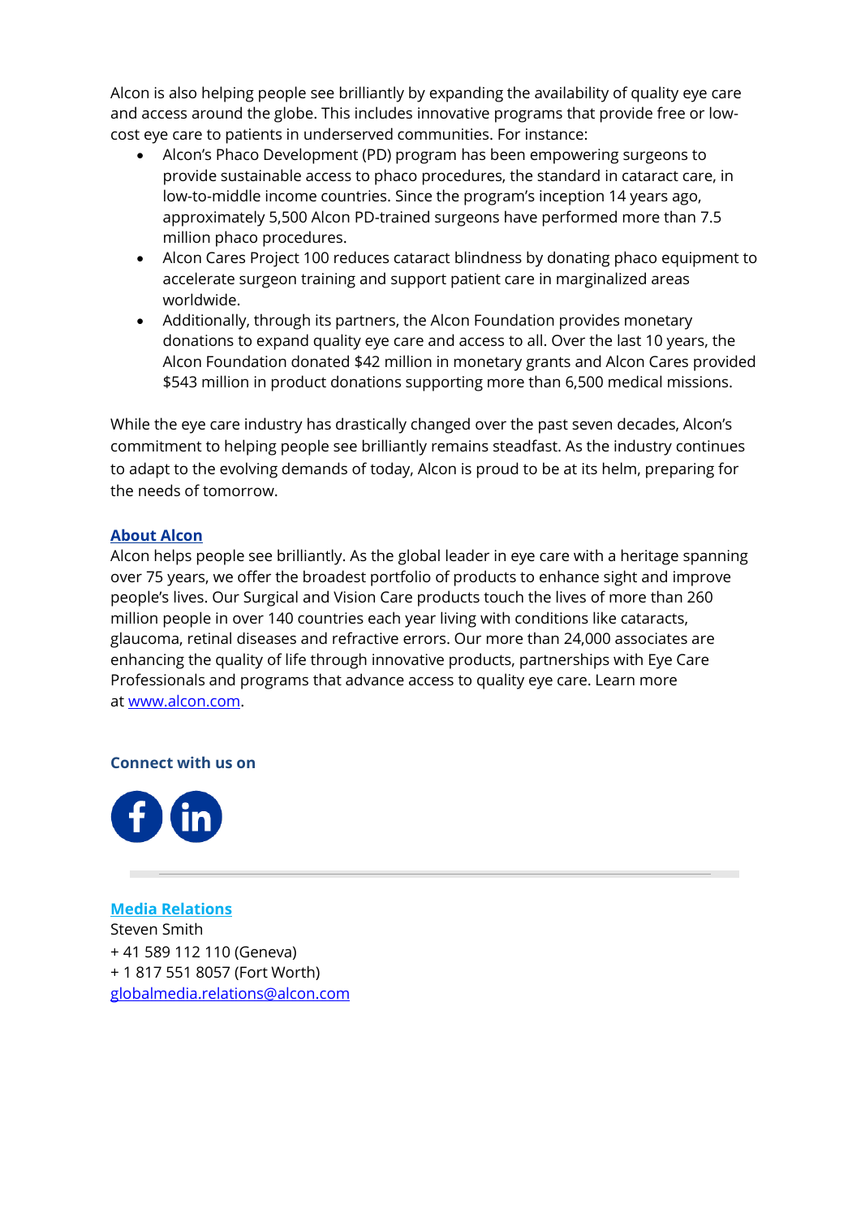Alcon is also helping people see brilliantly by expanding the availability of quality eye care and access around the globe. This includes innovative programs that provide free or low-cost eye care to patients in underserved communities. For instance:

- Alcon's Phaco Development (PD) program has been empowering surgeons to provide sustainable access to phaco procedures, the standard in cataract care, in low-to-middle income countries. Since the program's inception 14 years ago, approximately 5,500 Alcon PD-trained surgeons have performed more than 7.5 million phaco procedures.
- Alcon Cares Project 100 reduces cataract blindness by donating phaco equipment to accelerate surgeon training and support patient care in marginalized areas worldwide.
- Additionally, through its partners, the Alcon Foundation provides monetary donations to expand quality eye care and access to all. Over the last 10 years, the Alcon Foundation donated $42 million in monetary grants and Alcon Cares provided $543 million in product donations supporting more than 6,500 medical missions.

While the eye care industry has drastically changed over the past seven decades, Alcon's commitment to helping people see brilliantly remains steadfast. As the industry continues to adapt to the evolving demands of today, Alcon is proud to be at its helm, preparing for the needs of tomorrow.

**About Alcon**

Alcon helps people see brilliantly. As the global leader in eye care with a heritage spanning over 75 years, we offer the broadest portfolio of products to enhance sight and improve people's lives. Our Surgical and Vision Care products touch the lives of more than 260 million people in over 140 countries each year living with conditions like cataracts, glaucoma, retinal diseases and refractive errors. Our more than 24,000 associates are enhancing the quality of life through innovative products, partnerships with Eye Care Professionals and programs that advance access to quality eye care. Learn more at www.alcon.com.

**Connect with us on**

**Media Relations**

Steven Smith
+ 41 589 112 110 (Geneva)
+ 1 817 551 8057 (Fort Worth)
globalmedia.relations@alcon.com